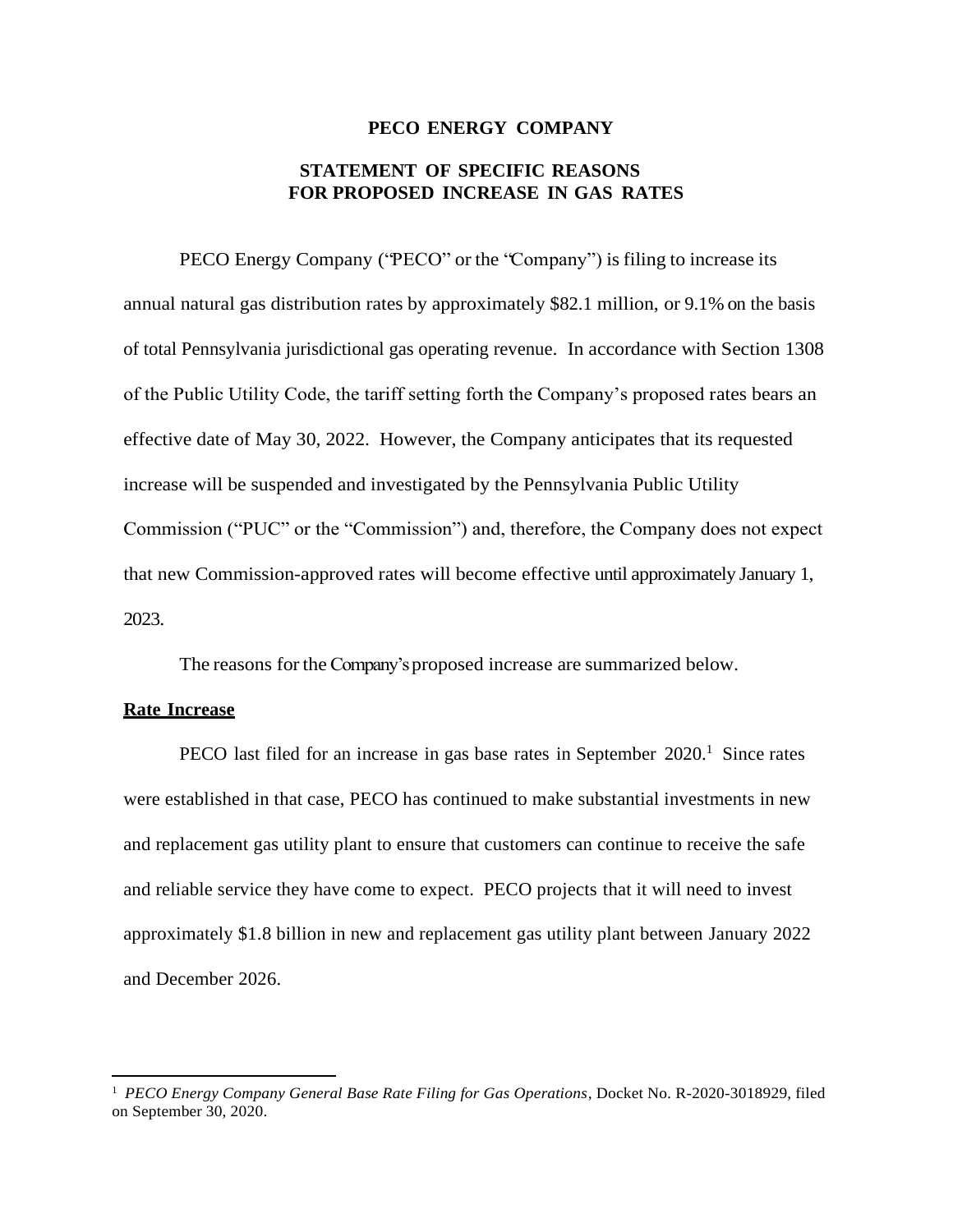**PECO ENERGY COMPANY**

**STATEMENT OF SPECIFIC REASONS FOR PROPOSED INCREASE IN GAS RATES**

PECO Energy Company ("PECO" or the "Company") is filing to increase its annual natural gas distribution rates by approximately $82.1 million, or 9.1% on the basis of total Pennsylvania jurisdictional gas operating revenue. In accordance with Section 1308 of the Public Utility Code, the tariff setting forth the Company's proposed rates bears an effective date of May 30, 2022. However, the Company anticipates that its requested increase will be suspended and investigated by the Pennsylvania Public Utility Commission ("PUC" or the "Commission") and, therefore, the Company does not expect that new Commission-approved rates will become effective until approximately January 1, 2023.

The reasons for the Company's proposed increase are summarized below.

**Rate Increase**

PECO last filed for an increase in gas base rates in September 2020.[1] Since rates were established in that case, PECO has continued to make substantial investments in new and replacement gas utility plant to ensure that customers can continue to receive the safe and reliable service they have come to expect. PECO projects that it will need to invest approximately $1.8 billion in new and replacement gas utility plant between January 2022 and December 2026.

---

[1] *PECO Energy Company General Base Rate Filing for Gas Operations*, Docket No. R-2020-3018929, filed on September 30, 2020.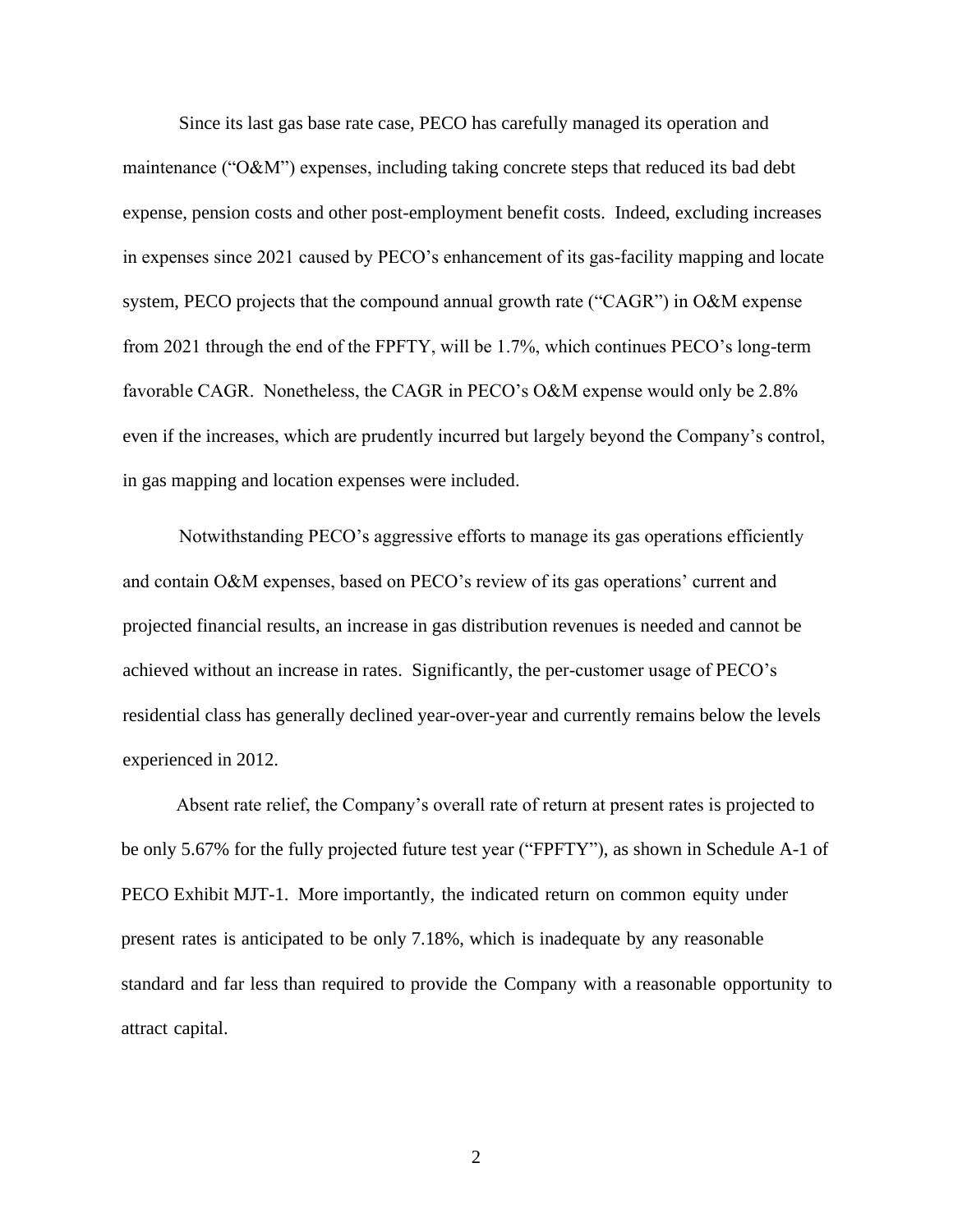Since its last gas base rate case, PECO has carefully managed its operation and maintenance ("O&M") expenses, including taking concrete steps that reduced its bad debt expense, pension costs and other post-employment benefit costs. Indeed, excluding increases in expenses since 2021 caused by PECO's enhancement of its gas-facility mapping and locate system, PECO projects that the compound annual growth rate ("CAGR") in O&M expense from 2021 through the end of the FPFTY, will be 1.7%, which continues PECO's long-term favorable CAGR. Nonetheless, the CAGR in PECO's O&M expense would only be 2.8% even if the increases, which are prudently incurred but largely beyond the Company's control, in gas mapping and location expenses were included.

Notwithstanding PECO's aggressive efforts to manage its gas operations efficiently and contain O&M expenses, based on PECO's review of its gas operations' current and projected financial results, an increase in gas distribution revenues is needed and cannot be achieved without an increase in rates. Significantly, the per-customer usage of PECO's residential class has generally declined year-over-year and currently remains below the levels experienced in 2012.

Absent rate relief, the Company's overall rate of return at present rates is projected to be only 5.67% for the fully projected future test year ("FPFTY"), as shown in Schedule A-1 of PECO Exhibit MJT-1. More importantly, the indicated return on common equity under present rates is anticipated to be only 7.18%, which is inadequate by any reasonable standard and far less than required to provide the Company with a reasonable opportunity to attract capital.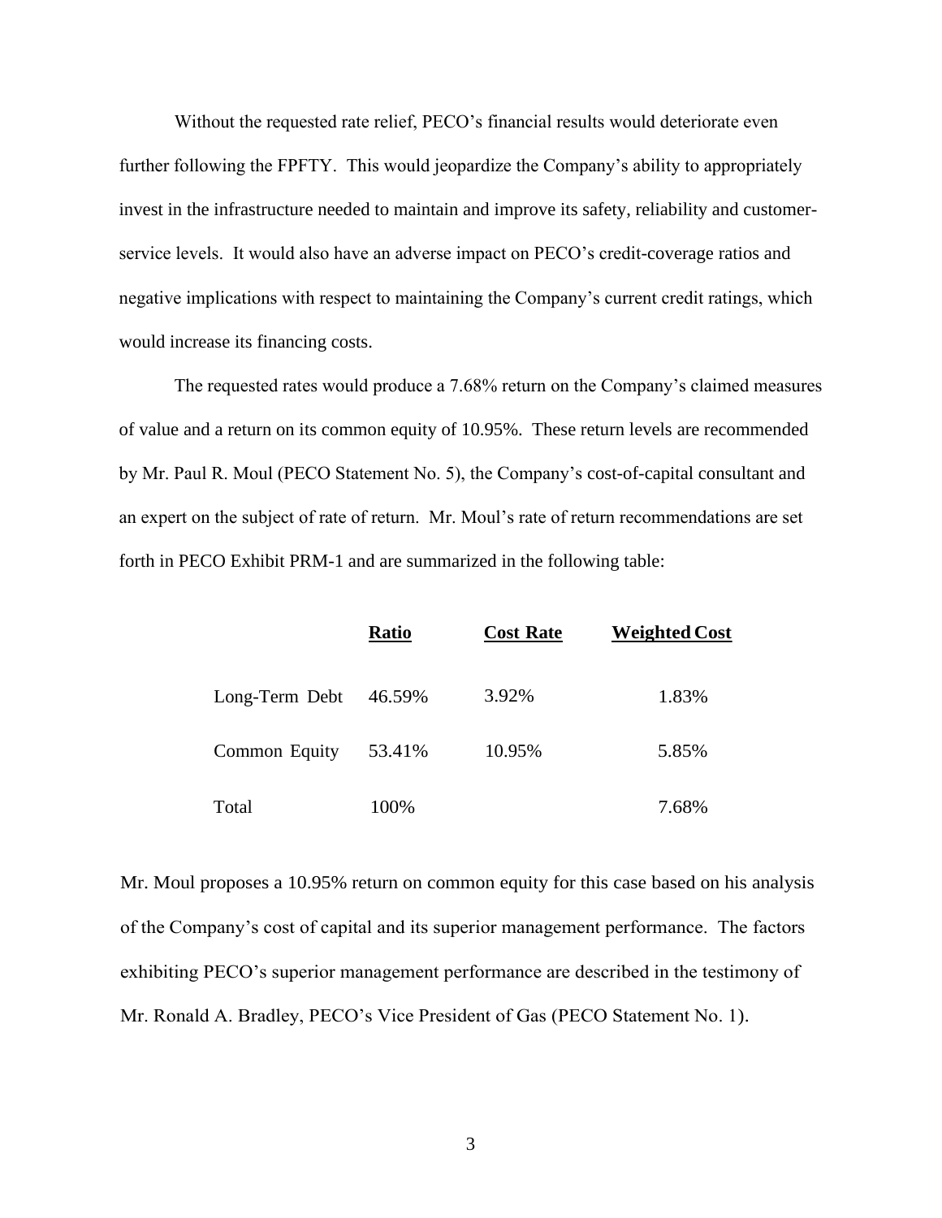Without the requested rate relief, PECO's financial results would deteriorate even further following the FPFTY. This would jeopardize the Company's ability to appropriately invest in the infrastructure needed to maintain and improve its safety, reliability and customer-service levels. It would also have an adverse impact on PECO's credit-coverage ratios and negative implications with respect to maintaining the Company's current credit ratings, which would increase its financing costs.

The requested rates would produce a 7.68% return on the Company's claimed measures of value and a return on its common equity of 10.95%. These return levels are recommended by Mr. Paul R. Moul (PECO Statement No. 5), the Company's cost-of-capital consultant and an expert on the subject of rate of return. Mr. Moul's rate of return recommendations are set forth in PECO Exhibit PRM-1 and are summarized in the following table:

| | **Ratio** | **Cost Rate** | **Weighted Cost** |
|---|---|---|---|
| Long-Term Debt | 46.59% | 3.92% | 1.83% |
| Common Equity | 53.41% | 10.95% | 5.85% |
| Total | 100% | | 7.68% |

Mr. Moul proposes a 10.95% return on common equity for this case based on his analysis of the Company's cost of capital and its superior management performance. The factors exhibiting PECO's superior management performance are described in the testimony of Mr. Ronald A. Bradley, PECO's Vice President of Gas (PECO Statement No. 1).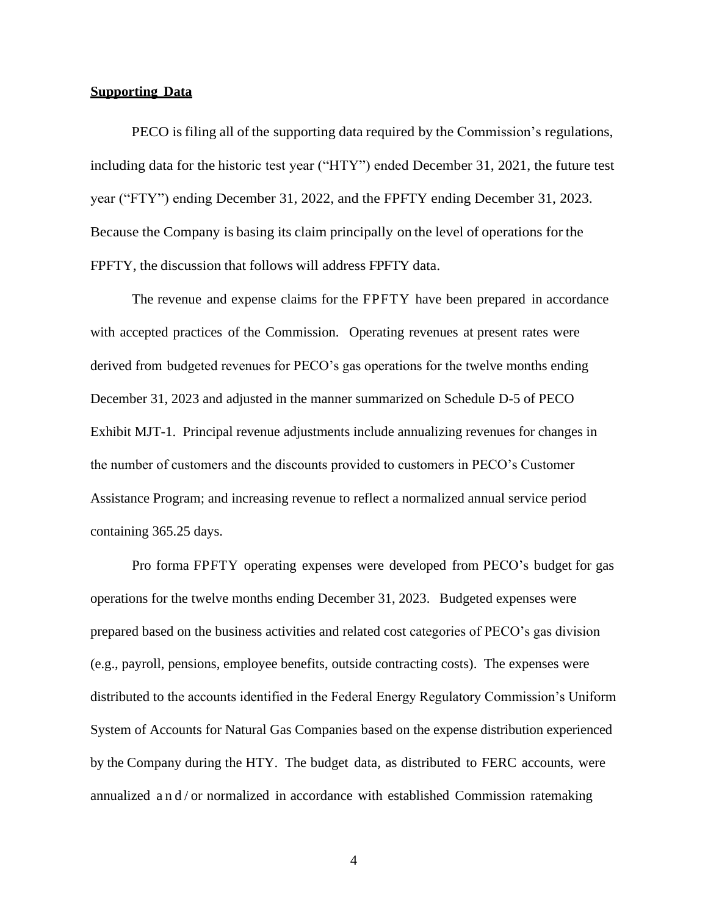**Supporting Data**

PECO is filing all of the supporting data required by the Commission's regulations, including data for the historic test year ("HTY") ended December 31, 2021, the future test year ("FTY") ending December 31, 2022, and the FPFTY ending December 31, 2023. Because the Company is basing its claim principally on the level of operations for the FPFTY, the discussion that follows will address FPFTY data.

The revenue and expense claims for the FPFTY have been prepared in accordance with accepted practices of the Commission. Operating revenues at present rates were derived from budgeted revenues for PECO's gas operations for the twelve months ending December 31, 2023 and adjusted in the manner summarized on Schedule D-5 of PECO Exhibit MJT-1. Principal revenue adjustments include annualizing revenues for changes in the number of customers and the discounts provided to customers in PECO's Customer Assistance Program; and increasing revenue to reflect a normalized annual service period containing 365.25 days.

Pro forma FPFTY operating expenses were developed from PECO's budget for gas operations for the twelve months ending December 31, 2023. Budgeted expenses were prepared based on the business activities and related cost categories of PECO's gas division (e.g., payroll, pensions, employee benefits, outside contracting costs). The expenses were distributed to the accounts identified in the Federal Energy Regulatory Commission's Uniform System of Accounts for Natural Gas Companies based on the expense distribution experienced by the Company during the HTY. The budget data, as distributed to FERC accounts, were annualized and/or normalized in accordance with established Commission ratemaking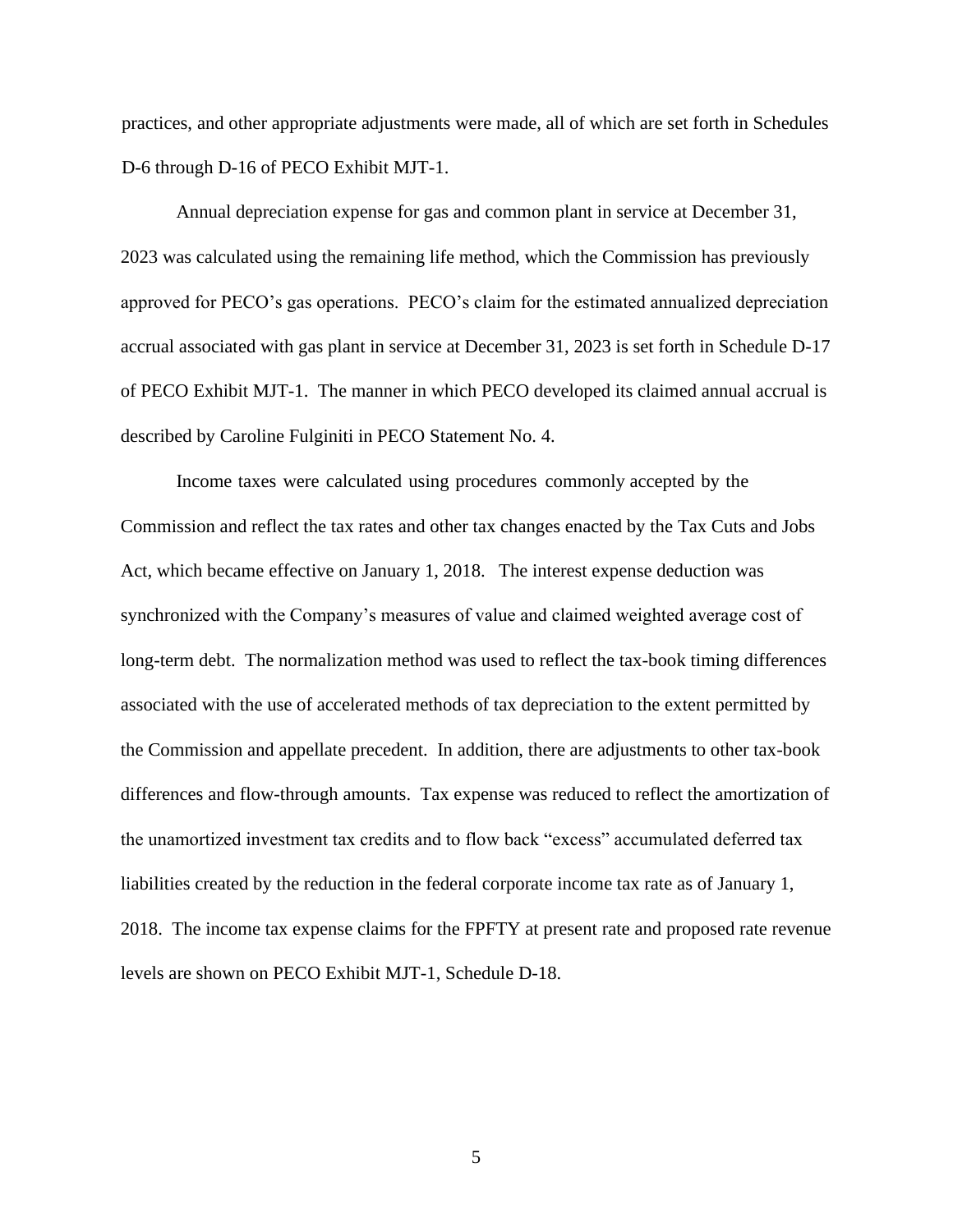practices, and other appropriate adjustments were made, all of which are set forth in Schedules D-6 through D-16 of PECO Exhibit MJT-1.

Annual depreciation expense for gas and common plant in service at December 31, 2023 was calculated using the remaining life method, which the Commission has previously approved for PECO's gas operations. PECO's claim for the estimated annualized depreciation accrual associated with gas plant in service at December 31, 2023 is set forth in Schedule D-17 of PECO Exhibit MJT-1. The manner in which PECO developed its claimed annual accrual is described by Caroline Fulginiti in PECO Statement No. 4.

Income taxes were calculated using procedures commonly accepted by the Commission and reflect the tax rates and other tax changes enacted by the Tax Cuts and Jobs Act, which became effective on January 1, 2018. The interest expense deduction was synchronized with the Company's measures of value and claimed weighted average cost of long-term debt. The normalization method was used to reflect the tax-book timing differences associated with the use of accelerated methods of tax depreciation to the extent permitted by the Commission and appellate precedent. In addition, there are adjustments to other tax-book differences and flow-through amounts. Tax expense was reduced to reflect the amortization of the unamortized investment tax credits and to flow back "excess" accumulated deferred tax liabilities created by the reduction in the federal corporate income tax rate as of January 1, 2018. The income tax expense claims for the FPFTY at present rate and proposed rate revenue levels are shown on PECO Exhibit MJT-1, Schedule D-18.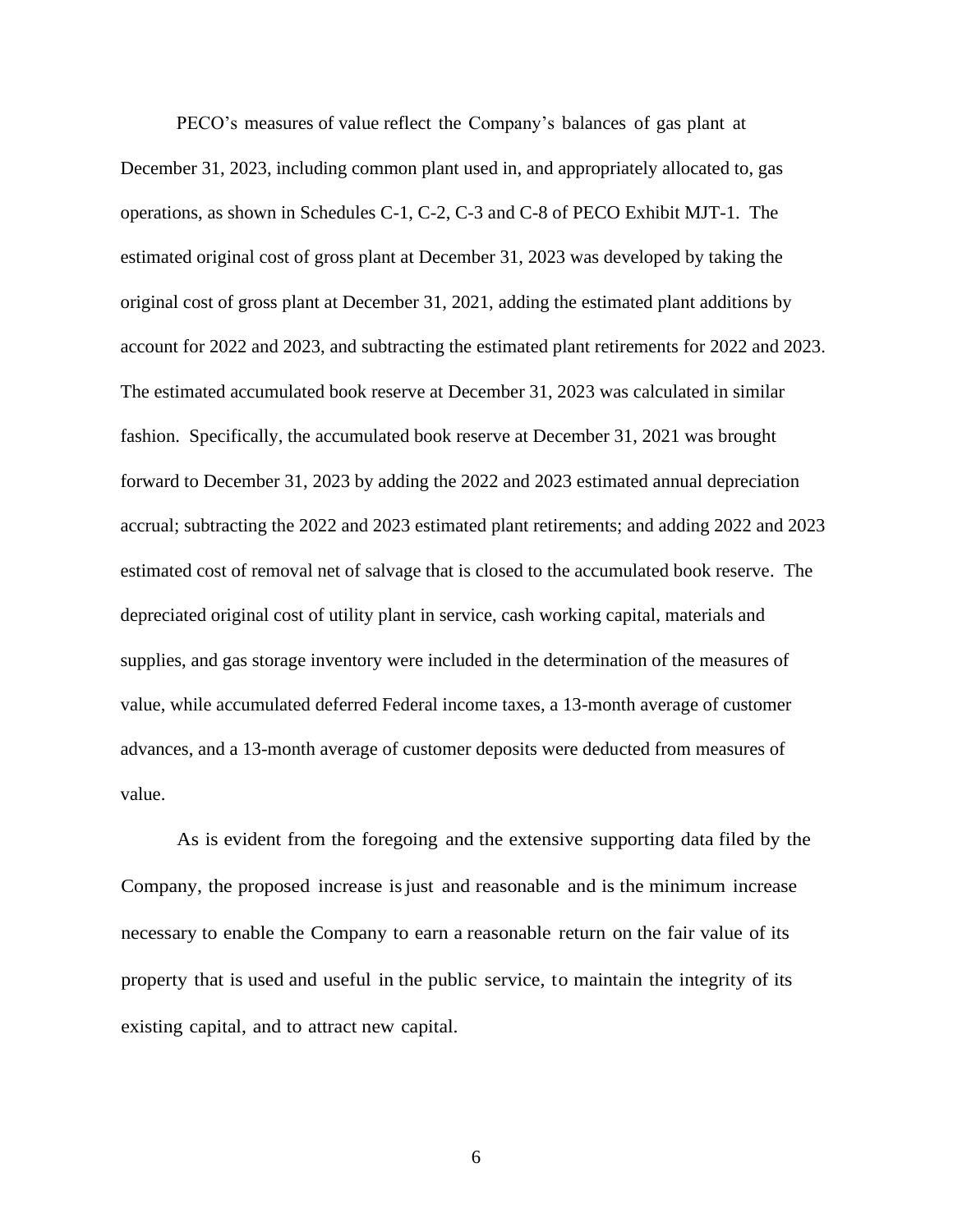PECO's measures of value reflect the Company's balances of gas plant at December 31, 2023, including common plant used in, and appropriately allocated to, gas operations, as shown in Schedules C-1, C-2, C-3 and C-8 of PECO Exhibit MJT-1. The estimated original cost of gross plant at December 31, 2023 was developed by taking the original cost of gross plant at December 31, 2021, adding the estimated plant additions by account for 2022 and 2023, and subtracting the estimated plant retirements for 2022 and 2023. The estimated accumulated book reserve at December 31, 2023 was calculated in similar fashion. Specifically, the accumulated book reserve at December 31, 2021 was brought forward to December 31, 2023 by adding the 2022 and 2023 estimated annual depreciation accrual; subtracting the 2022 and 2023 estimated plant retirements; and adding 2022 and 2023 estimated cost of removal net of salvage that is closed to the accumulated book reserve. The depreciated original cost of utility plant in service, cash working capital, materials and supplies, and gas storage inventory were included in the determination of the measures of value, while accumulated deferred Federal income taxes, a 13-month average of customer advances, and a 13-month average of customer deposits were deducted from measures of value.

As is evident from the foregoing and the extensive supporting data filed by the Company, the proposed increase is just and reasonable and is the minimum increase necessary to enable the Company to earn a reasonable return on the fair value of its property that is used and useful in the public service, to maintain the integrity of its existing capital, and to attract new capital.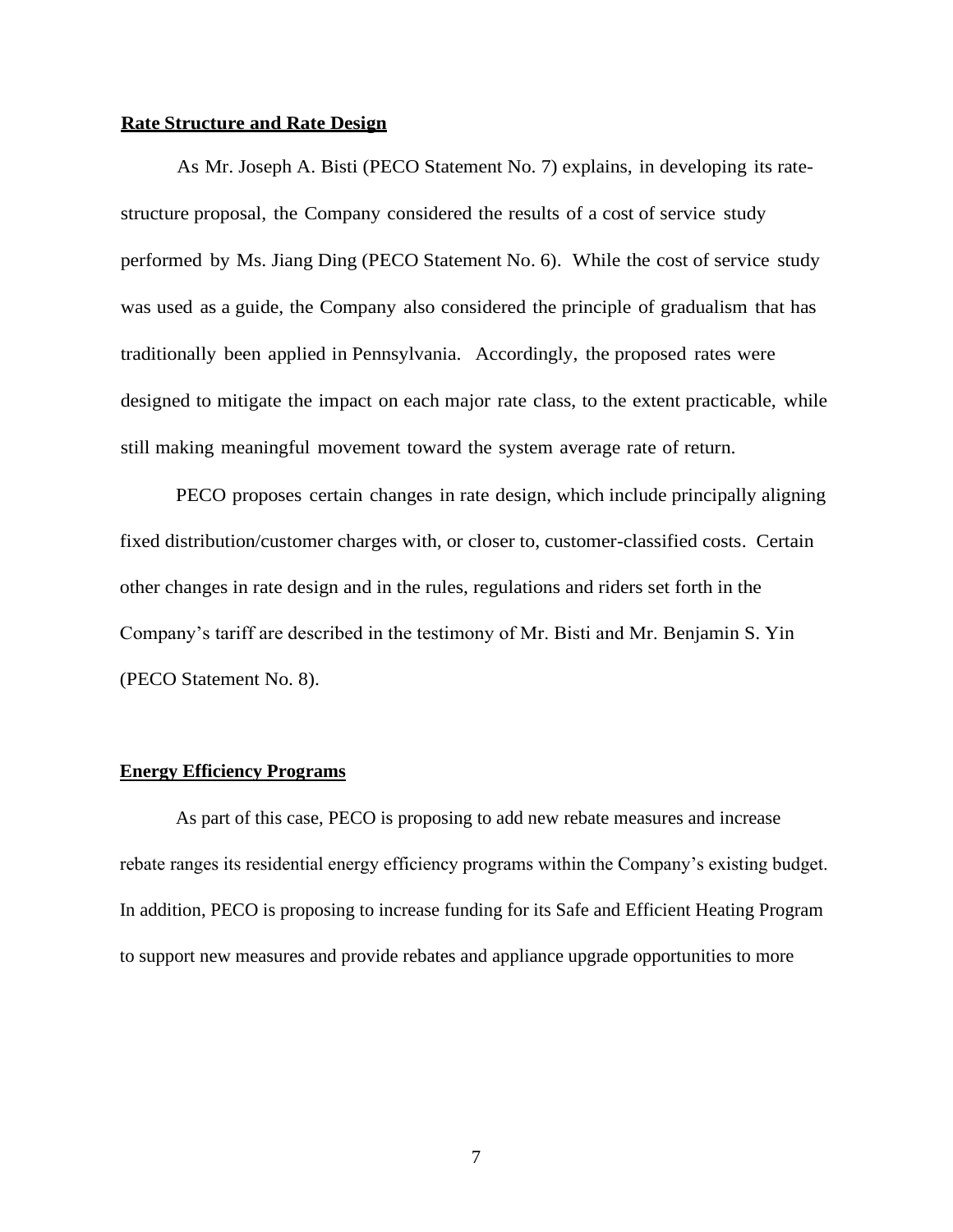**Rate Structure and Rate Design**

As Mr. Joseph A. Bisti (PECO Statement No. 7) explains, in developing its rate-structure proposal, the Company considered the results of a cost of service study performed by Ms. Jiang Ding (PECO Statement No. 6). While the cost of service study was used as a guide, the Company also considered the principle of gradualism that has traditionally been applied in Pennsylvania. Accordingly, the proposed rates were designed to mitigate the impact on each major rate class, to the extent practicable, while still making meaningful movement toward the system average rate of return.

PECO proposes certain changes in rate design, which include principally aligning fixed distribution/customer charges with, or closer to, customer-classified costs. Certain other changes in rate design and in the rules, regulations and riders set forth in the Company's tariff are described in the testimony of Mr. Bisti and Mr. Benjamin S. Yin (PECO Statement No. 8).

**Energy Efficiency Programs**

As part of this case, PECO is proposing to add new rebate measures and increase rebate ranges its residential energy efficiency programs within the Company's existing budget. In addition, PECO is proposing to increase funding for its Safe and Efficient Heating Program to support new measures and provide rebates and appliance upgrade opportunities to more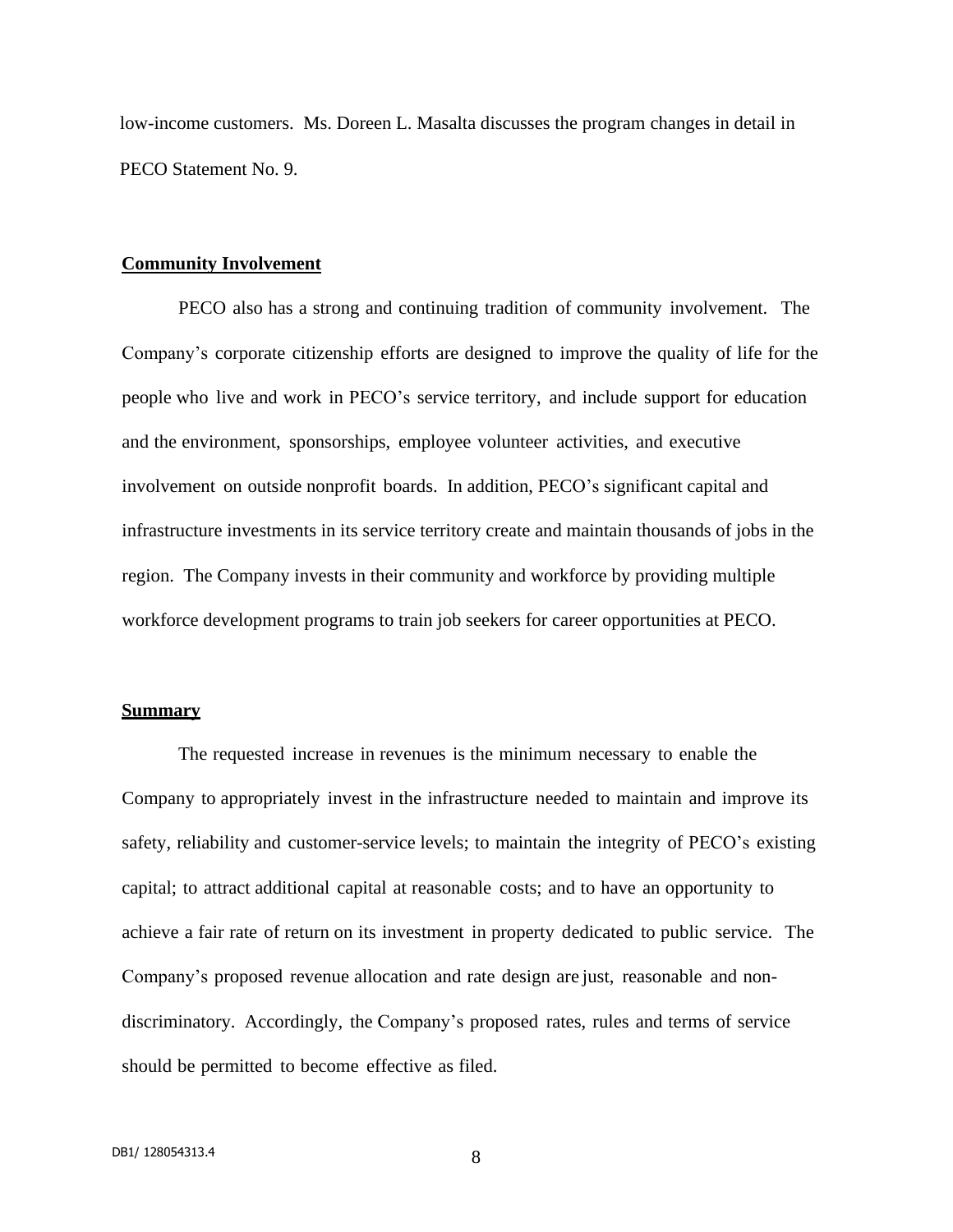low-income customers. Ms. Doreen L. Masalta discusses the program changes in detail in PECO Statement No. 9.

**Community Involvement**

PECO also has a strong and continuing tradition of community involvement. The Company's corporate citizenship efforts are designed to improve the quality of life for the people who live and work in PECO's service territory, and include support for education and the environment, sponsorships, employee volunteer activities, and executive involvement on outside nonprofit boards. In addition, PECO's significant capital and infrastructure investments in its service territory create and maintain thousands of jobs in the region. The Company invests in their community and workforce by providing multiple workforce development programs to train job seekers for career opportunities at PECO.

**Summary**

The requested increase in revenues is the minimum necessary to enable the Company to appropriately invest in the infrastructure needed to maintain and improve its safety, reliability and customer-service levels; to maintain the integrity of PECO's existing capital; to attract additional capital at reasonable costs; and to have an opportunity to achieve a fair rate of return on its investment in property dedicated to public service. The Company's proposed revenue allocation and rate design are just, reasonable and non-discriminatory. Accordingly, the Company's proposed rates, rules and terms of service should be permitted to become effective as filed.

DB1/ 128054313.4